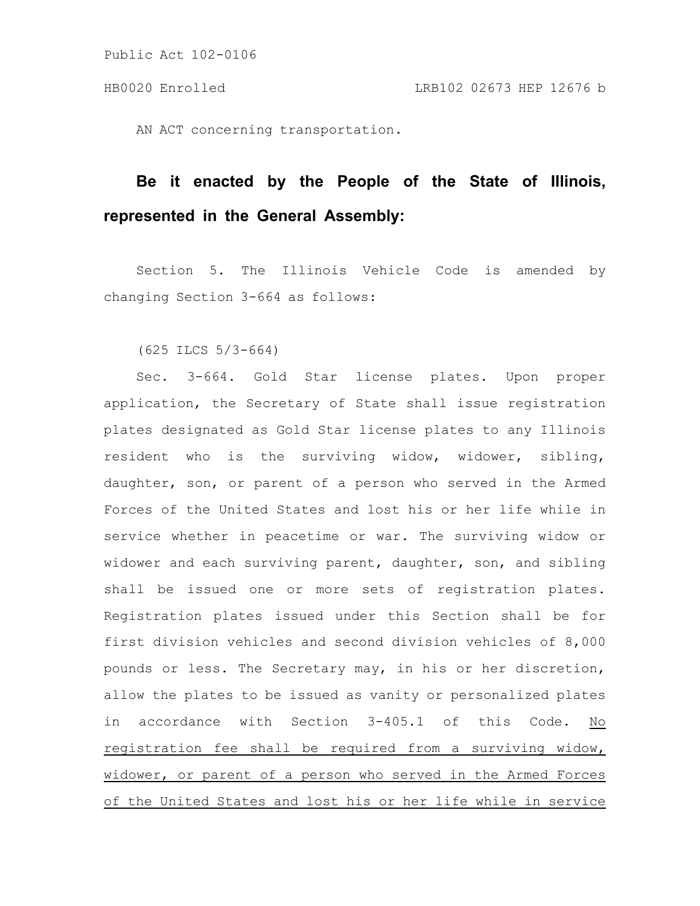Public Act 102-0106

HB0020 Enrolled LRB102 02673 HEP 12676 b

AN ACT concerning transportation.

**Be it enacted by the People of the State of Illinois, represented in the General Assembly:**

Section 5. The Illinois Vehicle Code is amended by changing Section 3-664 as follows:

(625 ILCS 5/3-664)

Sec. 3-664. Gold Star license plates. Upon proper application, the Secretary of State shall issue registration plates designated as Gold Star license plates to any Illinois resident who is the surviving widow, widower, sibling, daughter, son, or parent of a person who served in the Armed Forces of the United States and lost his or her life while in service whether in peacetime or war. The surviving widow or widower and each surviving parent, daughter, son, and sibling shall be issued one or more sets of registration plates. Registration plates issued under this Section shall be for first division vehicles and second division vehicles of 8,000 pounds or less. The Secretary may, in his or her discretion, allow the plates to be issued as vanity or personalized plates in accordance with Section 3-405.1 of this Code. <u>No registration fee shall be required from a surviving widow, widower, or parent of a person who served in the Armed Forces of the United States and lost his or her life while in service</u>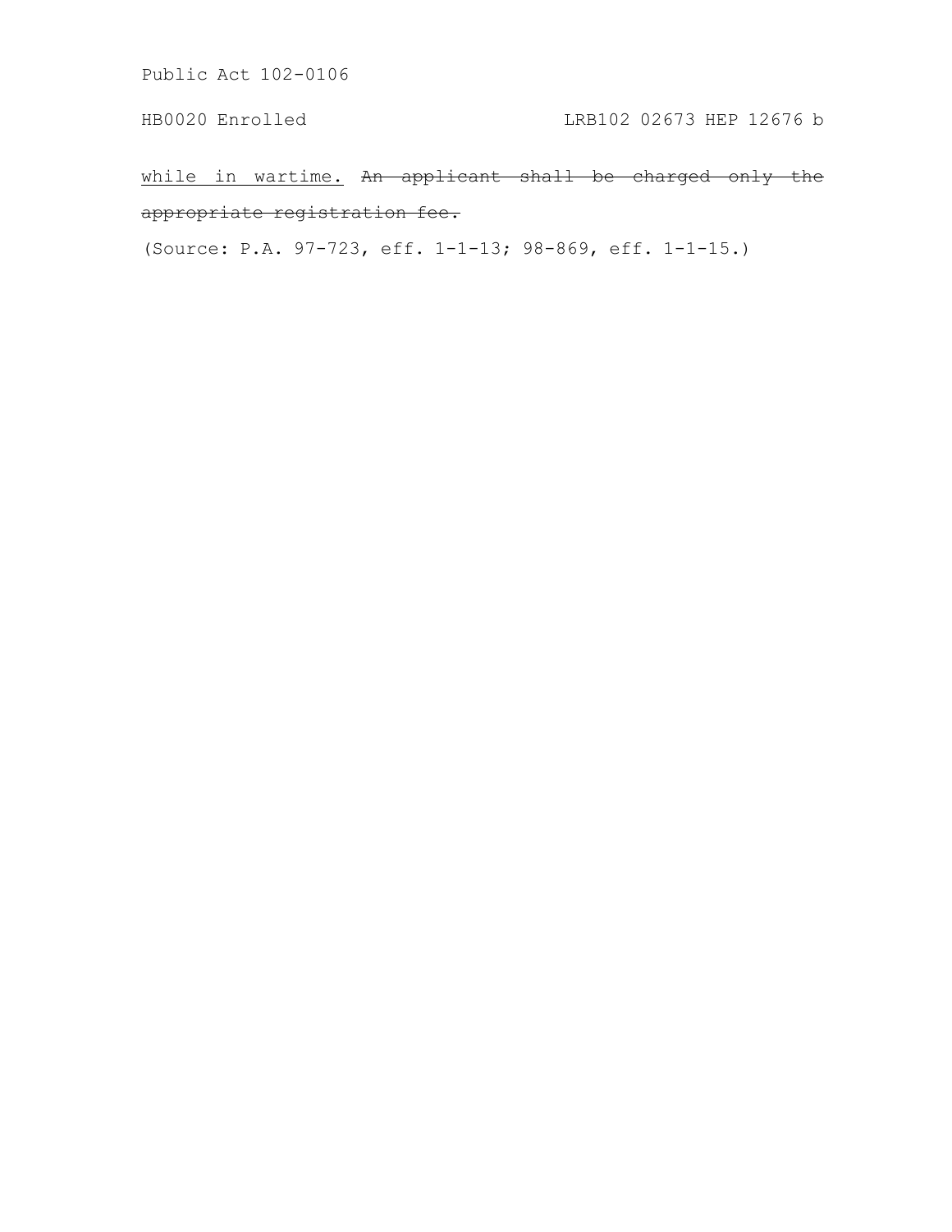<u>while in wartime.</u> ~~An applicant shall be charged only the appropriate registration fee.~~

(Source: P.A. 97-723, eff. 1-1-13; 98-869, eff. 1-1-15.)